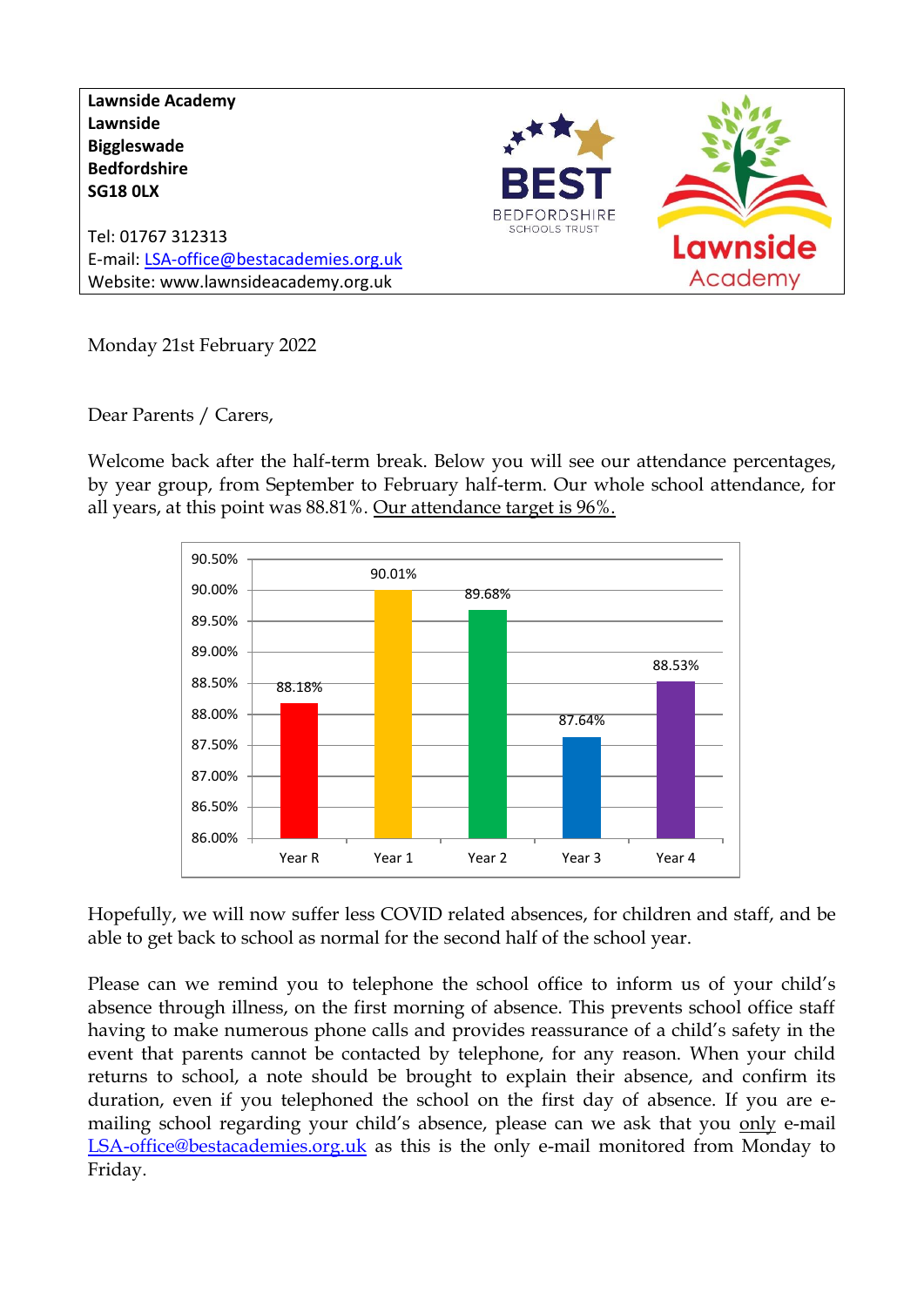**Lawnside Academy**
**Lawnside**
**Biggleswade**
**Bedfordshire**
**SG18 0LX**

Tel: 01767 312313
E-mail: LSA-office@bestacademies.org.uk
Website: www.lawnsideacademy.org.uk

BEST BEDFORDSHIRE SCHOOLS TRUST

Lawnside Academy

Monday 21st February 2022

Dear Parents / Carers,

Welcome back after the half-term break. Below you will see our attendance percentages, by year group, from September to February half-term. Our whole school attendance, for all years, at this point was 88.81%. Our attendance target is 96%.

| Year group | Attendance |
|---|---|
| Year R | 88.18% |
| Year 1 | 90.01% |
| Year 2 | 89.68% |
| Year 3 | 87.64% |
| Year 4 | 88.53% |

Hopefully, we will now suffer less COVID related absences, for children and staff, and be able to get back to school as normal for the second half of the school year.

Please can we remind you to telephone the school office to inform us of your child's absence through illness, on the first morning of absence. This prevents school office staff having to make numerous phone calls and provides reassurance of a child's safety in the event that parents cannot be contacted by telephone, for any reason. When your child returns to school, a note should be brought to explain their absence, and confirm its duration, even if you telephoned the school on the first day of absence. If you are e-mailing school regarding your child's absence, please can we ask that you only e-mail LSA-office@bestacademies.org.uk as this is the only e-mail monitored from Monday to Friday.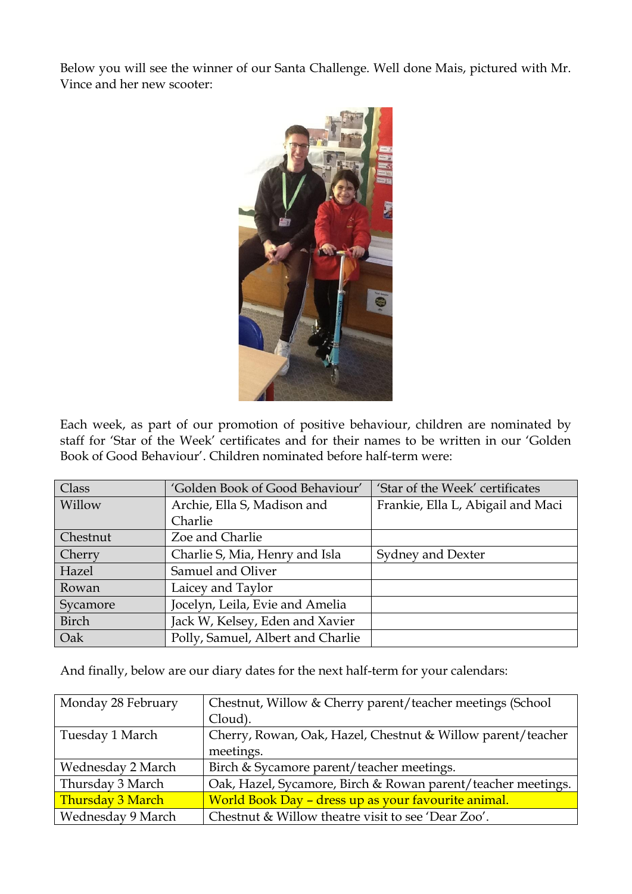Below you will see the winner of our Santa Challenge. Well done Mais, pictured with Mr. Vince and her new scooter:

Each week, as part of our promotion of positive behaviour, children are nominated by staff for 'Star of the Week' certificates and for their names to be written in our 'Golden Book of Good Behaviour'. Children nominated before half-term were:

| Class | 'Golden Book of Good Behaviour' | 'Star of the Week' certificates |
|---|---|---|
| Willow | Archie, Ella S, Madison and Charlie | Frankie, Ella L, Abigail and Maci |
| Chestnut | Zoe and Charlie | |
| Cherry | Charlie S, Mia, Henry and Isla | Sydney and Dexter |
| Hazel | Samuel and Oliver | |
| Rowan | Laicey and Taylor | |
| Sycamore | Jocelyn, Leila, Evie and Amelia | |
| Birch | Jack W, Kelsey, Eden and Xavier | |
| Oak | Polly, Samuel, Albert and Charlie | |

And finally, below are our diary dates for the next half-term for your calendars:

| | |
|---|---|
| Monday 28 February | Chestnut, Willow & Cherry parent/teacher meetings (School Cloud). |
| Tuesday 1 March | Cherry, Rowan, Oak, Hazel, Chestnut & Willow parent/teacher meetings. |
| Wednesday 2 March | Birch & Sycamore parent/teacher meetings. |
| Thursday 3 March | Oak, Hazel, Sycamore, Birch & Rowan parent/teacher meetings. |
| Thursday 3 March | World Book Day – dress up as your favourite animal. |
| Wednesday 9 March | Chestnut & Willow theatre visit to see 'Dear Zoo'. |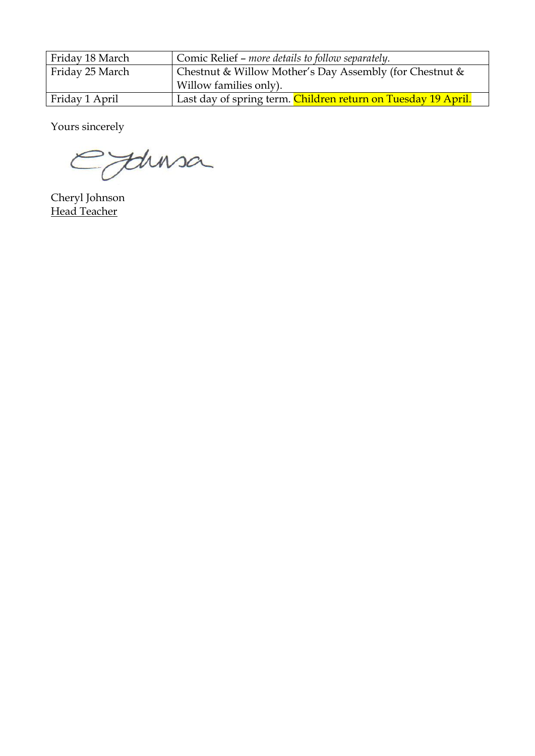| | |
|---|---|
| Friday 18 March | Comic Relief – *more details to follow separately.* |
| Friday 25 March | Chestnut & Willow Mother's Day Assembly (for Chestnut & Willow families only). |
| Friday 1 April | Last day of spring term. Children return on Tuesday 19 April. |

Yours sincerely

Cheryl Johnson
Head Teacher